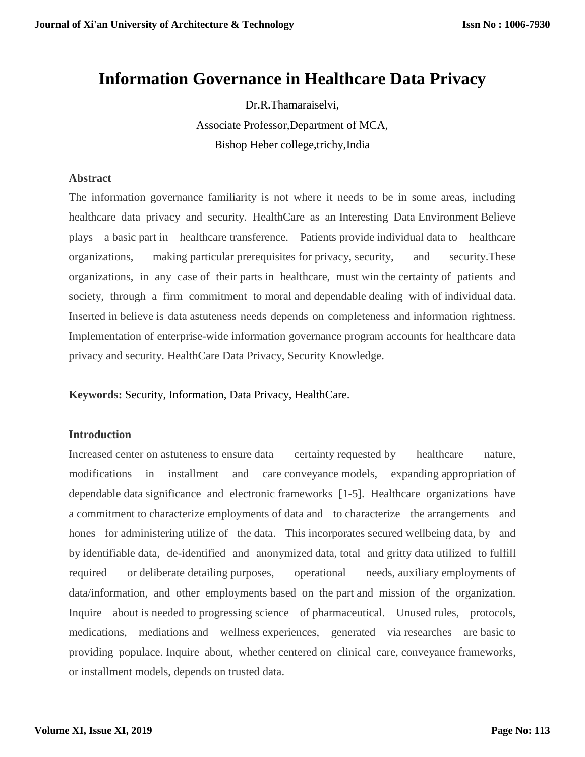# Information Governance in Healthcare Data Privacy

Dr.R.Thamaraiselvi,

Associate Professor,Department of MCA,

Bishop Heber college,trichy,India

## Abstract

The information governance familiarity is not where it needs to be in some areas, including healthcare data privacy and security. HealthCare as an Interesting Data Environment Believe plays a basic part in healthcare transference. Patients provide individual data to healthcare organizations, making particular prerequisites for privacy, security, and security.These organizations, in any case of their parts in healthcare, must win the certainty of patients and society, through a firm commitment to moral and dependable dealing with of individual data. Inserted in believe is data astuteness needs depends on completeness and information rightness. Implementation of enterprise-wide information governance program accounts for healthcare data privacy and security. HealthCare Data Privacy, Security Knowledge.

**Keywords:** Security, Information, Data Privacy, HealthCare.

## Introduction

Increased center on astuteness to ensure data certainty requested by healthcare nature, modifications in installment and care conveyance models, expanding appropriation of dependable data significance and electronic frameworks [1-5]. Healthcare organizations have a commitment to characterize employments of data and to characterize the arrangements and hones for administering utilize of the data. This incorporates secured wellbeing data, by and by identifiable data, de-identified and anonymized data, total and gritty data utilized to fulfill required or deliberate detailing purposes, operational needs, auxiliary employments of data/information, and other employments based on the part and mission of the organization. Inquire about is needed to progressing science of pharmaceutical. Unused rules, protocols, medications, mediations and wellness experiences, generated via researches are basic to providing populace. Inquire about, whether centered on clinical care, conveyance frameworks, or installment models, depends on trusted data.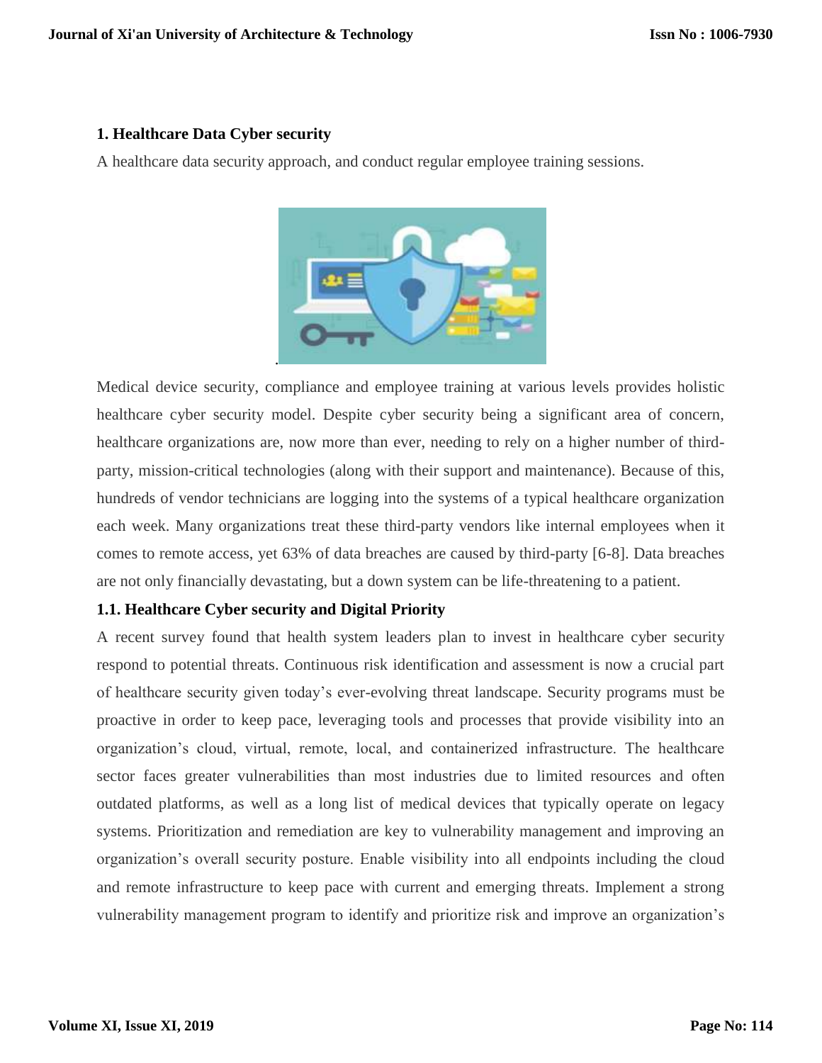## 1. Healthcare Data Cyber security

A healthcare data security approach, and conduct regular employee training sessions.

Medical device security, compliance and employee training at various levels provides holistic healthcare cyber security model. Despite cyber security being a significant area of concern, healthcare organizations are, now more than ever, needing to rely on a higher number of third-party, mission-critical technologies (along with their support and maintenance). Because of this, hundreds of vendor technicians are logging into the systems of a typical healthcare organization each week. Many organizations treat these third-party vendors like internal employees when it comes to remote access, yet 63% of data breaches are caused by third-party [6-8]. Data breaches are not only financially devastating, but a down system can be life-threatening to a patient.

### 1.1. Healthcare Cyber security and Digital Priority

A recent survey found that health system leaders plan to invest in healthcare cyber security respond to potential threats. Continuous risk identification and assessment is now a crucial part of healthcare security given today's ever-evolving threat landscape. Security programs must be proactive in order to keep pace, leveraging tools and processes that provide visibility into an organization's cloud, virtual, remote, local, and containerized infrastructure. The healthcare sector faces greater vulnerabilities than most industries due to limited resources and often outdated platforms, as well as a long list of medical devices that typically operate on legacy systems. Prioritization and remediation are key to vulnerability management and improving an organization's overall security posture. Enable visibility into all endpoints including the cloud and remote infrastructure to keep pace with current and emerging threats. Implement a strong vulnerability management program to identify and prioritize risk and improve an organization's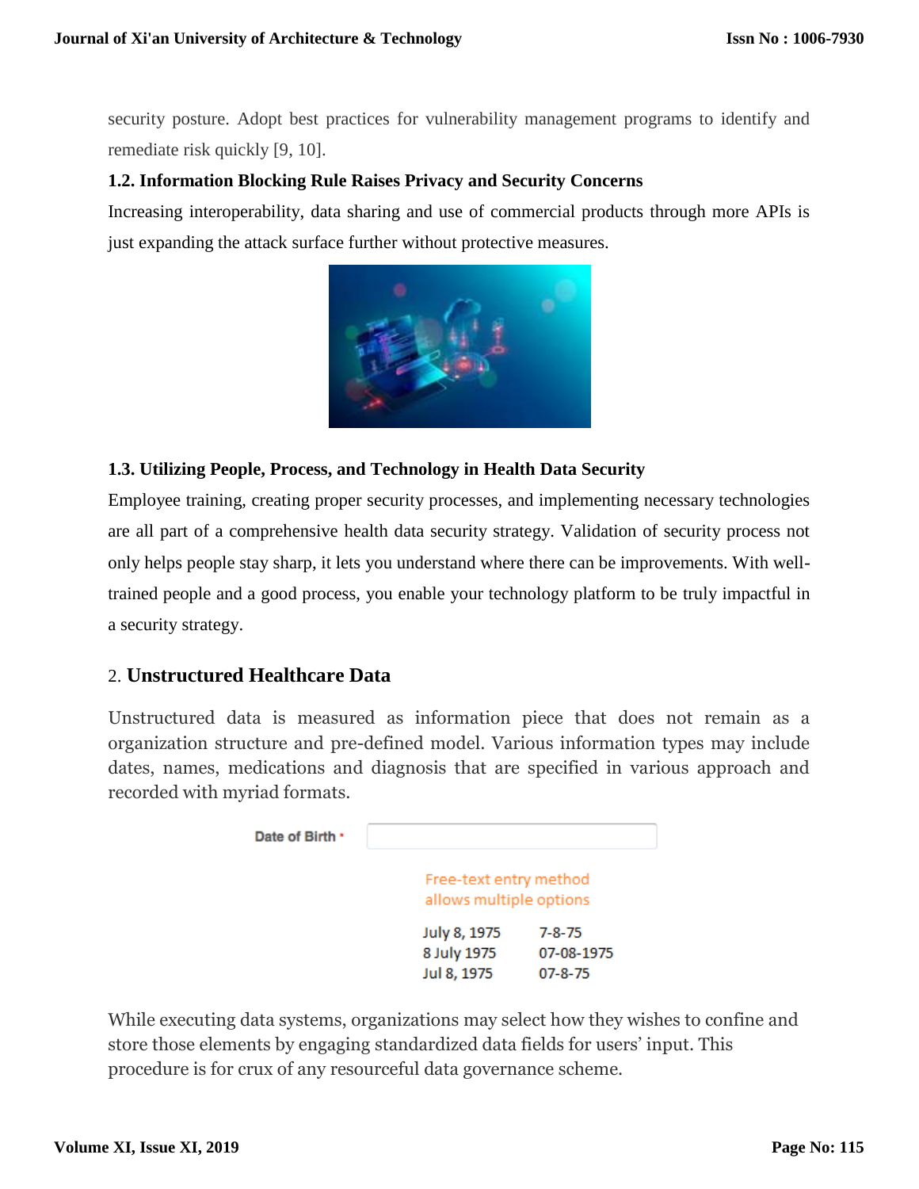security posture. Adopt best practices for vulnerability management programs to identify and remediate risk quickly [9, 10].

### 1.2. Information Blocking Rule Raises Privacy and Security Concerns

Increasing interoperability, data sharing and use of commercial products through more APIs is just expanding the attack surface further without protective measures.

### 1.3. Utilizing People, Process, and Technology in Health Data Security

Employee training, creating proper security processes, and implementing necessary technologies are all part of a comprehensive health data security strategy. Validation of security process not only helps people stay sharp, it lets you understand where there can be improvements. With well-trained people and a good process, you enable your technology platform to be truly impactful in a security strategy.

## 2. Unstructured Healthcare Data

Unstructured data is measured as information piece that does not remain as a organization structure and pre-defined model. Various information types may include dates, names, medications and diagnosis that are specified in various approach and recorded with myriad formats.

Date of Birth *

Free-text entry method allows multiple options

| | |
|---|---|
| July 8, 1975 | 7-8-75 |
| 8 July 1975 | 07-08-1975 |
| Jul 8, 1975 | 07-8-75 |

While executing data systems, organizations may select how they wishes to confine and store those elements by engaging standardized data fields for users' input. This procedure is for crux of any resourceful data governance scheme.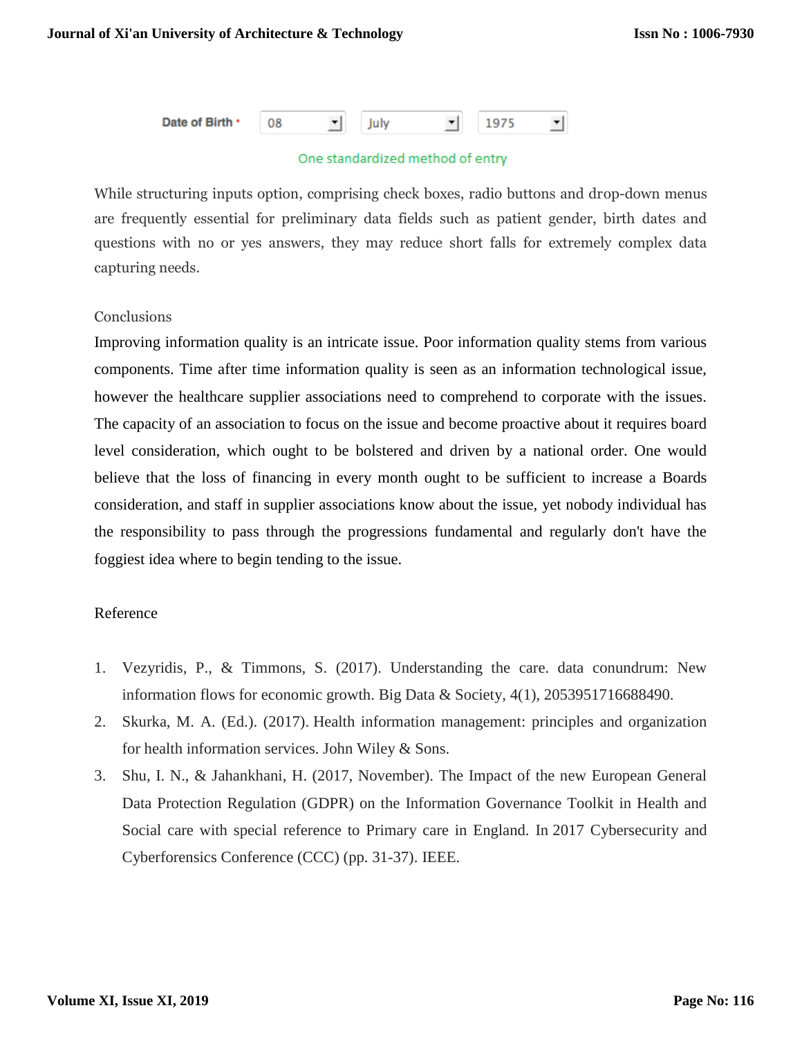Date of Birth * 08 July 1975

One standardized method of entry

While structuring inputs option, comprising check boxes, radio buttons and drop-down menus are frequently essential for preliminary data fields such as patient gender, birth dates and questions with no or yes answers, they may reduce short falls for extremely complex data capturing needs.

## Conclusions

Improving information quality is an intricate issue. Poor information quality stems from various components. Time after time information quality is seen as an information technological issue, however the healthcare supplier associations need to comprehend to corporate with the issues. The capacity of an association to focus on the issue and become proactive about it requires board level consideration, which ought to be bolstered and driven by a national order. One would believe that the loss of financing in every month ought to be sufficient to increase a Boards consideration, and staff in supplier associations know about the issue, yet nobody individual has the responsibility to pass through the progressions fundamental and regularly don't have the foggiest idea where to begin tending to the issue.

## Reference

1. Vezyridis, P., & Timmons, S. (2017). Understanding the care. data conundrum: New information flows for economic growth. Big Data & Society, 4(1), 2053951716688490.
2. Skurka, M. A. (Ed.). (2017). Health information management: principles and organization for health information services. John Wiley & Sons.
3. Shu, I. N., & Jahankhani, H. (2017, November). The Impact of the new European General Data Protection Regulation (GDPR) on the Information Governance Toolkit in Health and Social care with special reference to Primary care in England. In 2017 Cybersecurity and Cyberforensics Conference (CCC) (pp. 31-37). IEEE.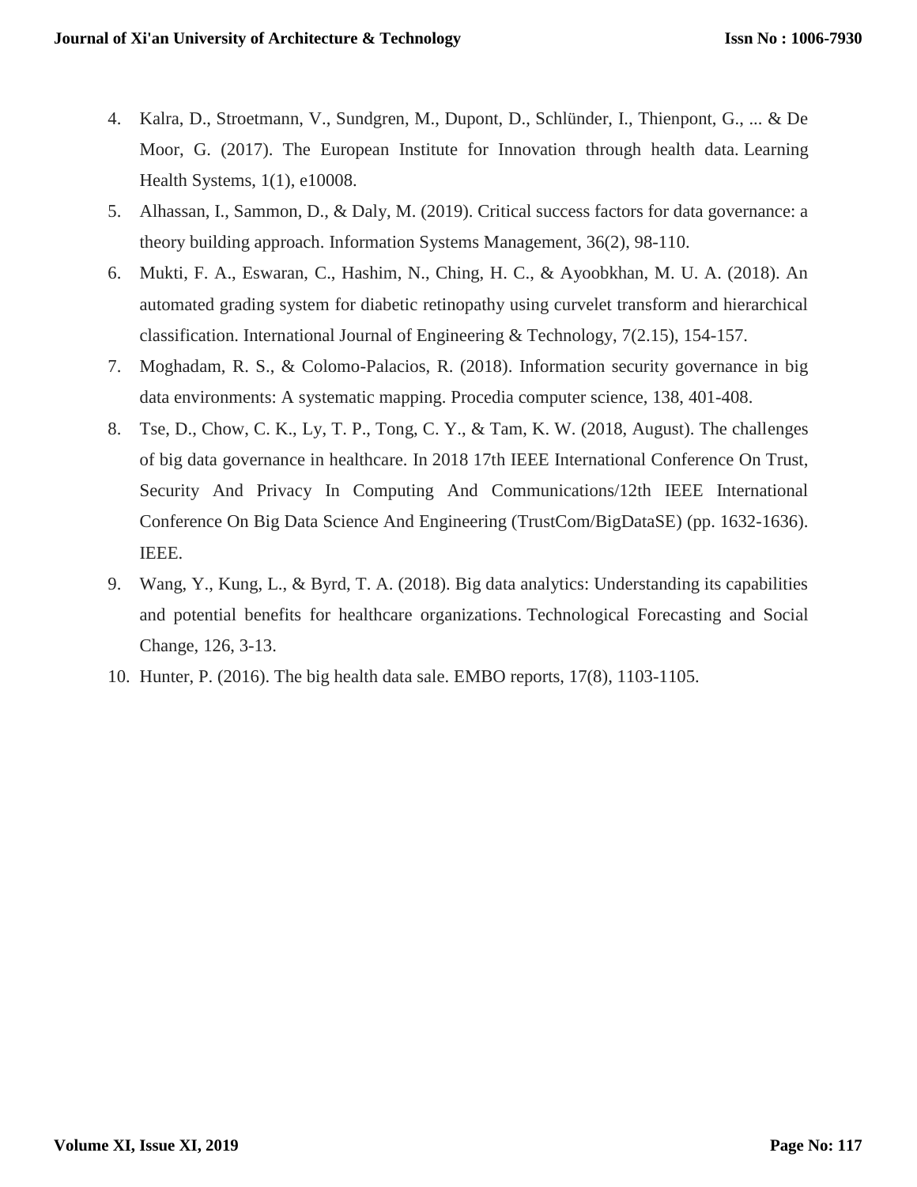4. Kalra, D., Stroetmann, V., Sundgren, M., Dupont, D., Schlünder, I., Thienpont, G., ... & De Moor, G. (2017). The European Institute for Innovation through health data. Learning Health Systems, 1(1), e10008.
5. Alhassan, I., Sammon, D., & Daly, M. (2019). Critical success factors for data governance: a theory building approach. Information Systems Management, 36(2), 98-110.
6. Mukti, F. A., Eswaran, C., Hashim, N., Ching, H. C., & Ayoobkhan, M. U. A. (2018). An automated grading system for diabetic retinopathy using curvelet transform and hierarchical classification. International Journal of Engineering & Technology, 7(2.15), 154-157.
7. Moghadam, R. S., & Colomo-Palacios, R. (2018). Information security governance in big data environments: A systematic mapping. Procedia computer science, 138, 401-408.
8. Tse, D., Chow, C. K., Ly, T. P., Tong, C. Y., & Tam, K. W. (2018, August). The challenges of big data governance in healthcare. In 2018 17th IEEE International Conference On Trust, Security And Privacy In Computing And Communications/12th IEEE International Conference On Big Data Science And Engineering (TrustCom/BigDataSE) (pp. 1632-1636). IEEE.
9. Wang, Y., Kung, L., & Byrd, T. A. (2018). Big data analytics: Understanding its capabilities and potential benefits for healthcare organizations. Technological Forecasting and Social Change, 126, 3-13.
10. Hunter, P. (2016). The big health data sale. EMBO reports, 17(8), 1103-1105.